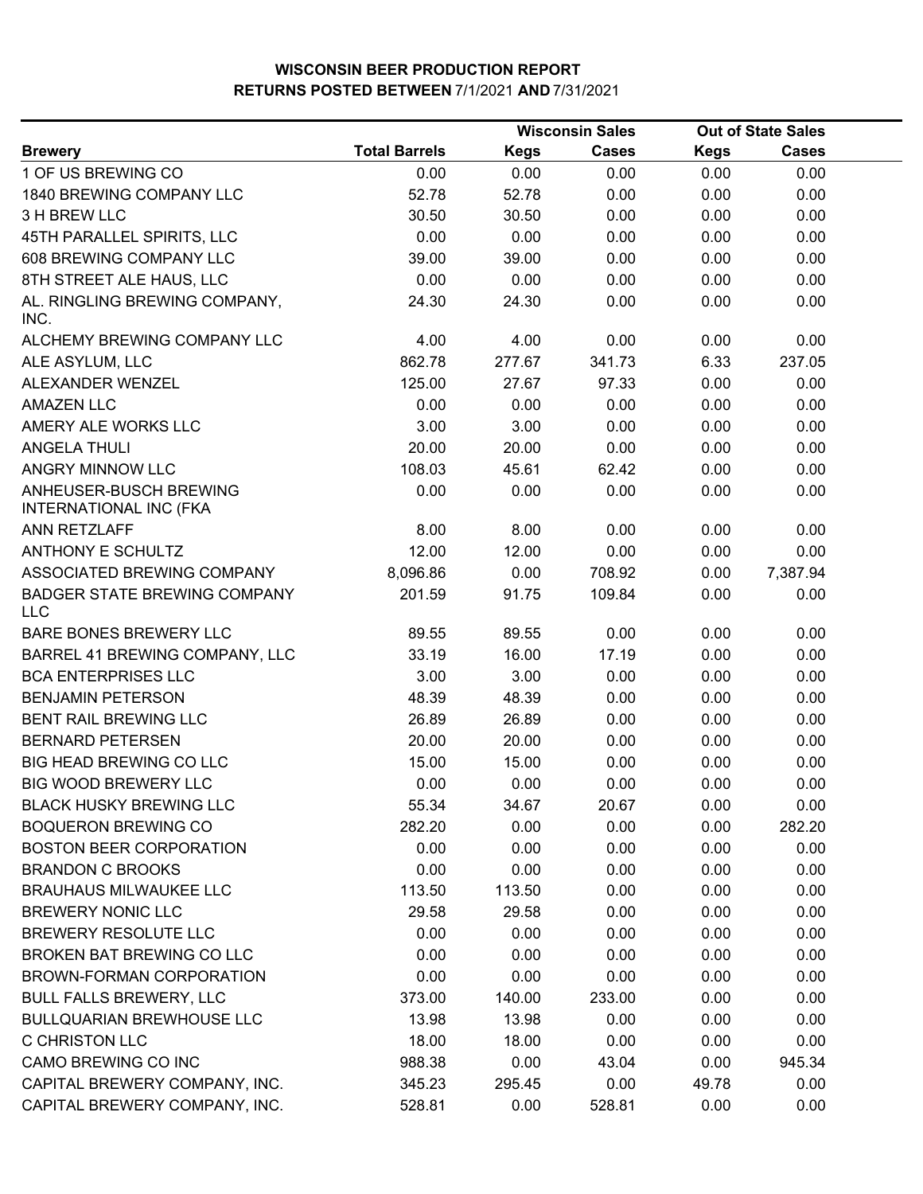# WISCONSIN BEER PRODUCTION REPORT
## RETURNS POSTED BETWEEN 7/1/2021 AND 7/31/2021

| | | Wisconsin Sales | | Out of State Sales | |
|---|---|---|---|---|---|
| **Brewery** | **Total Barrels** | **Kegs** | **Cases** | **Kegs** | **Cases** |
| 1 OF US BREWING CO | 0.00 | 0.00 | 0.00 | 0.00 | 0.00 |
| 1840 BREWING COMPANY LLC | 52.78 | 52.78 | 0.00 | 0.00 | 0.00 |
| 3 H BREW LLC | 30.50 | 30.50 | 0.00 | 0.00 | 0.00 |
| 45TH PARALLEL SPIRITS, LLC | 0.00 | 0.00 | 0.00 | 0.00 | 0.00 |
| 608 BREWING COMPANY LLC | 39.00 | 39.00 | 0.00 | 0.00 | 0.00 |
| 8TH STREET ALE HAUS, LLC | 0.00 | 0.00 | 0.00 | 0.00 | 0.00 |
| AL. RINGLING BREWING COMPANY, INC. | 24.30 | 24.30 | 0.00 | 0.00 | 0.00 |
| ALCHEMY BREWING COMPANY LLC | 4.00 | 4.00 | 0.00 | 0.00 | 0.00 |
| ALE ASYLUM, LLC | 862.78 | 277.67 | 341.73 | 6.33 | 237.05 |
| ALEXANDER WENZEL | 125.00 | 27.67 | 97.33 | 0.00 | 0.00 |
| AMAZEN LLC | 0.00 | 0.00 | 0.00 | 0.00 | 0.00 |
| AMERY ALE WORKS LLC | 3.00 | 3.00 | 0.00 | 0.00 | 0.00 |
| ANGELA THULI | 20.00 | 20.00 | 0.00 | 0.00 | 0.00 |
| ANGRY MINNOW LLC | 108.03 | 45.61 | 62.42 | 0.00 | 0.00 |
| ANHEUSER-BUSCH BREWING INTERNATIONAL INC (FKA | 0.00 | 0.00 | 0.00 | 0.00 | 0.00 |
| ANN RETZLAFF | 8.00 | 8.00 | 0.00 | 0.00 | 0.00 |
| ANTHONY E SCHULTZ | 12.00 | 12.00 | 0.00 | 0.00 | 0.00 |
| ASSOCIATED BREWING COMPANY | 8,096.86 | 0.00 | 708.92 | 0.00 | 7,387.94 |
| BADGER STATE BREWING COMPANY LLC | 201.59 | 91.75 | 109.84 | 0.00 | 0.00 |
| BARE BONES BREWERY LLC | 89.55 | 89.55 | 0.00 | 0.00 | 0.00 |
| BARREL 41 BREWING COMPANY, LLC | 33.19 | 16.00 | 17.19 | 0.00 | 0.00 |
| BCA ENTERPRISES LLC | 3.00 | 3.00 | 0.00 | 0.00 | 0.00 |
| BENJAMIN PETERSON | 48.39 | 48.39 | 0.00 | 0.00 | 0.00 |
| BENT RAIL BREWING LLC | 26.89 | 26.89 | 0.00 | 0.00 | 0.00 |
| BERNARD PETERSEN | 20.00 | 20.00 | 0.00 | 0.00 | 0.00 |
| BIG HEAD BREWING CO LLC | 15.00 | 15.00 | 0.00 | 0.00 | 0.00 |
| BIG WOOD BREWERY LLC | 0.00 | 0.00 | 0.00 | 0.00 | 0.00 |
| BLACK HUSKY BREWING LLC | 55.34 | 34.67 | 20.67 | 0.00 | 0.00 |
| BOQUERON BREWING CO | 282.20 | 0.00 | 0.00 | 0.00 | 282.20 |
| BOSTON BEER CORPORATION | 0.00 | 0.00 | 0.00 | 0.00 | 0.00 |
| BRANDON C BROOKS | 0.00 | 0.00 | 0.00 | 0.00 | 0.00 |
| BRAUHAUS MILWAUKEE LLC | 113.50 | 113.50 | 0.00 | 0.00 | 0.00 |
| BREWERY NONIC LLC | 29.58 | 29.58 | 0.00 | 0.00 | 0.00 |
| BREWERY RESOLUTE LLC | 0.00 | 0.00 | 0.00 | 0.00 | 0.00 |
| BROKEN BAT BREWING CO LLC | 0.00 | 0.00 | 0.00 | 0.00 | 0.00 |
| BROWN-FORMAN CORPORATION | 0.00 | 0.00 | 0.00 | 0.00 | 0.00 |
| BULL FALLS BREWERY, LLC | 373.00 | 140.00 | 233.00 | 0.00 | 0.00 |
| BULLQUARIAN BREWHOUSE LLC | 13.98 | 13.98 | 0.00 | 0.00 | 0.00 |
| C CHRISTON LLC | 18.00 | 18.00 | 0.00 | 0.00 | 0.00 |
| CAMO BREWING CO INC | 988.38 | 0.00 | 43.04 | 0.00 | 945.34 |
| CAPITAL BREWERY COMPANY, INC. | 345.23 | 295.45 | 0.00 | 49.78 | 0.00 |
| CAPITAL BREWERY COMPANY, INC. | 528.81 | 0.00 | 528.81 | 0.00 | 0.00 |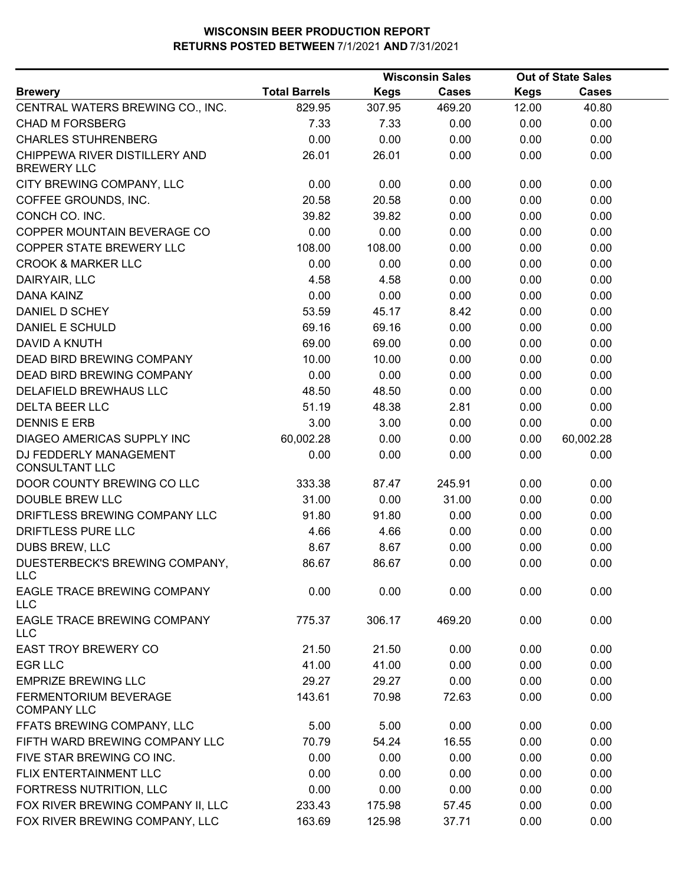# WISCONSIN BEER PRODUCTION REPORT
## RETURNS POSTED BETWEEN 7/1/2021 AND 7/31/2021

| Brewery | Total Barrels | Wisconsin Sales Kegs | Wisconsin Sales Cases | Out of State Sales Kegs | Out of State Sales Cases |
|---|---|---|---|---|---|
| CENTRAL WATERS BREWING CO., INC. | 829.95 | 307.95 | 469.20 | 12.00 | 40.80 |
| CHAD M FORSBERG | 7.33 | 7.33 | 0.00 | 0.00 | 0.00 |
| CHARLES STUHRENBERG | 0.00 | 0.00 | 0.00 | 0.00 | 0.00 |
| CHIPPEWA RIVER DISTILLERY AND BREWERY LLC | 26.01 | 26.01 | 0.00 | 0.00 | 0.00 |
| CITY BREWING COMPANY, LLC | 0.00 | 0.00 | 0.00 | 0.00 | 0.00 |
| COFFEE GROUNDS, INC. | 20.58 | 20.58 | 0.00 | 0.00 | 0.00 |
| CONCH CO. INC. | 39.82 | 39.82 | 0.00 | 0.00 | 0.00 |
| COPPER MOUNTAIN BEVERAGE CO | 0.00 | 0.00 | 0.00 | 0.00 | 0.00 |
| COPPER STATE BREWERY LLC | 108.00 | 108.00 | 0.00 | 0.00 | 0.00 |
| CROOK & MARKER LLC | 0.00 | 0.00 | 0.00 | 0.00 | 0.00 |
| DAIRYAIR, LLC | 4.58 | 4.58 | 0.00 | 0.00 | 0.00 |
| DANA KAINZ | 0.00 | 0.00 | 0.00 | 0.00 | 0.00 |
| DANIEL D SCHEY | 53.59 | 45.17 | 8.42 | 0.00 | 0.00 |
| DANIEL E SCHULD | 69.16 | 69.16 | 0.00 | 0.00 | 0.00 |
| DAVID A KNUTH | 69.00 | 69.00 | 0.00 | 0.00 | 0.00 |
| DEAD BIRD BREWING COMPANY | 10.00 | 10.00 | 0.00 | 0.00 | 0.00 |
| DEAD BIRD BREWING COMPANY | 0.00 | 0.00 | 0.00 | 0.00 | 0.00 |
| DELAFIELD BREWHAUS LLC | 48.50 | 48.50 | 0.00 | 0.00 | 0.00 |
| DELTA BEER LLC | 51.19 | 48.38 | 2.81 | 0.00 | 0.00 |
| DENNIS E ERB | 3.00 | 3.00 | 0.00 | 0.00 | 0.00 |
| DIAGEO AMERICAS SUPPLY INC | 60,002.28 | 0.00 | 0.00 | 0.00 | 60,002.28 |
| DJ FEDDERLY MANAGEMENT CONSULTANT LLC | 0.00 | 0.00 | 0.00 | 0.00 | 0.00 |
| DOOR COUNTY BREWING CO LLC | 333.38 | 87.47 | 245.91 | 0.00 | 0.00 |
| DOUBLE BREW LLC | 31.00 | 0.00 | 31.00 | 0.00 | 0.00 |
| DRIFTLESS BREWING COMPANY LLC | 91.80 | 91.80 | 0.00 | 0.00 | 0.00 |
| DRIFTLESS PURE LLC | 4.66 | 4.66 | 0.00 | 0.00 | 0.00 |
| DUBS BREW, LLC | 8.67 | 8.67 | 0.00 | 0.00 | 0.00 |
| DUESTERBECK'S BREWING COMPANY, LLC | 86.67 | 86.67 | 0.00 | 0.00 | 0.00 |
| EAGLE TRACE BREWING COMPANY LLC | 0.00 | 0.00 | 0.00 | 0.00 | 0.00 |
| EAGLE TRACE BREWING COMPANY LLC | 775.37 | 306.17 | 469.20 | 0.00 | 0.00 |
| EAST TROY BREWERY CO | 21.50 | 21.50 | 0.00 | 0.00 | 0.00 |
| EGR LLC | 41.00 | 41.00 | 0.00 | 0.00 | 0.00 |
| EMPRIZE BREWING LLC | 29.27 | 29.27 | 0.00 | 0.00 | 0.00 |
| FERMENTORIUM BEVERAGE COMPANY LLC | 143.61 | 70.98 | 72.63 | 0.00 | 0.00 |
| FFATS BREWING COMPANY, LLC | 5.00 | 5.00 | 0.00 | 0.00 | 0.00 |
| FIFTH WARD BREWING COMPANY LLC | 70.79 | 54.24 | 16.55 | 0.00 | 0.00 |
| FIVE STAR BREWING CO INC. | 0.00 | 0.00 | 0.00 | 0.00 | 0.00 |
| FLIX ENTERTAINMENT LLC | 0.00 | 0.00 | 0.00 | 0.00 | 0.00 |
| FORTRESS NUTRITION, LLC | 0.00 | 0.00 | 0.00 | 0.00 | 0.00 |
| FOX RIVER BREWING COMPANY II, LLC | 233.43 | 175.98 | 57.45 | 0.00 | 0.00 |
| FOX RIVER BREWING COMPANY, LLC | 163.69 | 125.98 | 37.71 | 0.00 | 0.00 |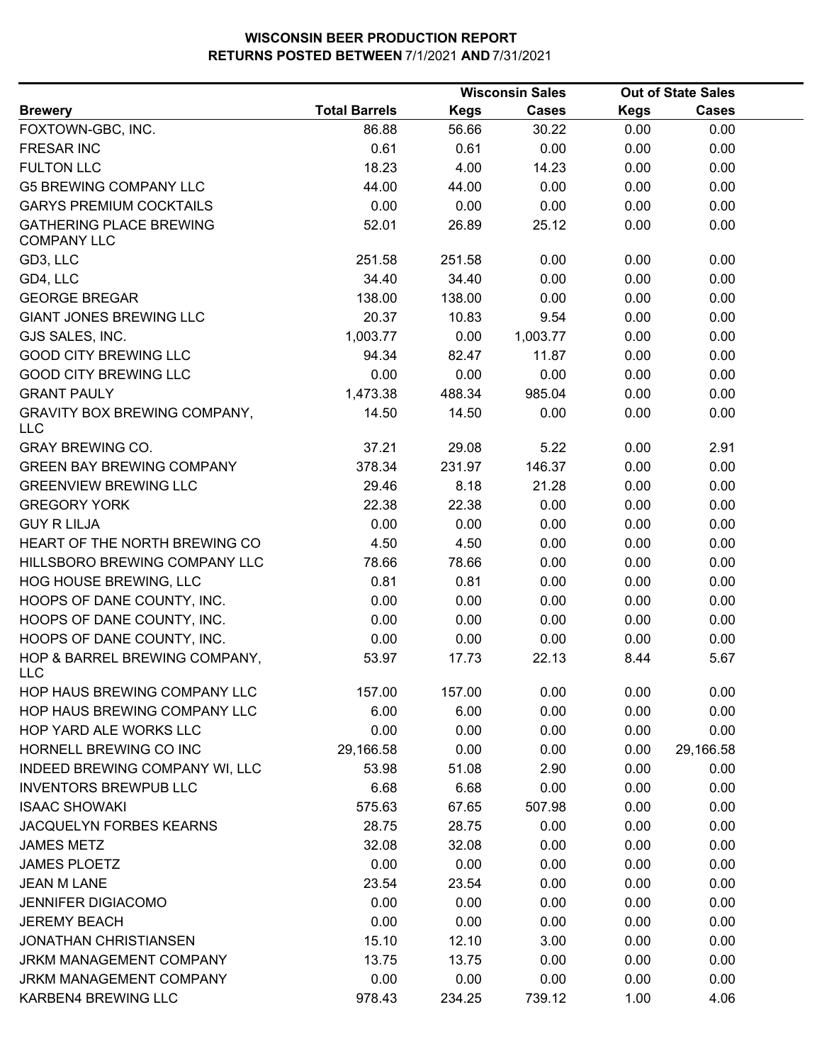# WISCONSIN BEER PRODUCTION REPORT
## RETURNS POSTED BETWEEN 7/1/2021 AND 7/31/2021

| Brewery | Total Barrels | Wisconsin Sales | | Out of State Sales | |
|---|---|---|---|---|---|
| | | Kegs | Cases | Kegs | Cases |
| FOXTOWN-GBC, INC. | 86.88 | 56.66 | 30.22 | 0.00 | 0.00 |
| FRESAR INC | 0.61 | 0.61 | 0.00 | 0.00 | 0.00 |
| FULTON LLC | 18.23 | 4.00 | 14.23 | 0.00 | 0.00 |
| G5 BREWING COMPANY LLC | 44.00 | 44.00 | 0.00 | 0.00 | 0.00 |
| GARYS PREMIUM COCKTAILS | 0.00 | 0.00 | 0.00 | 0.00 | 0.00 |
| GATHERING PLACE BREWING COMPANY LLC | 52.01 | 26.89 | 25.12 | 0.00 | 0.00 |
| GD3, LLC | 251.58 | 251.58 | 0.00 | 0.00 | 0.00 |
| GD4, LLC | 34.40 | 34.40 | 0.00 | 0.00 | 0.00 |
| GEORGE BREGAR | 138.00 | 138.00 | 0.00 | 0.00 | 0.00 |
| GIANT JONES BREWING LLC | 20.37 | 10.83 | 9.54 | 0.00 | 0.00 |
| GJS SALES, INC. | 1,003.77 | 0.00 | 1,003.77 | 0.00 | 0.00 |
| GOOD CITY BREWING LLC | 94.34 | 82.47 | 11.87 | 0.00 | 0.00 |
| GOOD CITY BREWING LLC | 0.00 | 0.00 | 0.00 | 0.00 | 0.00 |
| GRANT PAULY | 1,473.38 | 488.34 | 985.04 | 0.00 | 0.00 |
| GRAVITY BOX BREWING COMPANY, LLC | 14.50 | 14.50 | 0.00 | 0.00 | 0.00 |
| GRAY BREWING CO. | 37.21 | 29.08 | 5.22 | 0.00 | 2.91 |
| GREEN BAY BREWING COMPANY | 378.34 | 231.97 | 146.37 | 0.00 | 0.00 |
| GREENVIEW BREWING LLC | 29.46 | 8.18 | 21.28 | 0.00 | 0.00 |
| GREGORY YORK | 22.38 | 22.38 | 0.00 | 0.00 | 0.00 |
| GUY R LILJA | 0.00 | 0.00 | 0.00 | 0.00 | 0.00 |
| HEART OF THE NORTH BREWING CO | 4.50 | 4.50 | 0.00 | 0.00 | 0.00 |
| HILLSBORO BREWING COMPANY LLC | 78.66 | 78.66 | 0.00 | 0.00 | 0.00 |
| HOG HOUSE BREWING, LLC | 0.81 | 0.81 | 0.00 | 0.00 | 0.00 |
| HOOPS OF DANE COUNTY, INC. | 0.00 | 0.00 | 0.00 | 0.00 | 0.00 |
| HOOPS OF DANE COUNTY, INC. | 0.00 | 0.00 | 0.00 | 0.00 | 0.00 |
| HOOPS OF DANE COUNTY, INC. | 0.00 | 0.00 | 0.00 | 0.00 | 0.00 |
| HOP & BARREL BREWING COMPANY, LLC | 53.97 | 17.73 | 22.13 | 8.44 | 5.67 |
| HOP HAUS BREWING COMPANY LLC | 157.00 | 157.00 | 0.00 | 0.00 | 0.00 |
| HOP HAUS BREWING COMPANY LLC | 6.00 | 6.00 | 0.00 | 0.00 | 0.00 |
| HOP YARD ALE WORKS LLC | 0.00 | 0.00 | 0.00 | 0.00 | 0.00 |
| HORNELL BREWING CO INC | 29,166.58 | 0.00 | 0.00 | 0.00 | 29,166.58 |
| INDEED BREWING COMPANY WI, LLC | 53.98 | 51.08 | 2.90 | 0.00 | 0.00 |
| INVENTORS BREWPUB LLC | 6.68 | 6.68 | 0.00 | 0.00 | 0.00 |
| ISAAC SHOWAKI | 575.63 | 67.65 | 507.98 | 0.00 | 0.00 |
| JACQUELYN FORBES KEARNS | 28.75 | 28.75 | 0.00 | 0.00 | 0.00 |
| JAMES METZ | 32.08 | 32.08 | 0.00 | 0.00 | 0.00 |
| JAMES PLOETZ | 0.00 | 0.00 | 0.00 | 0.00 | 0.00 |
| JEAN M LANE | 23.54 | 23.54 | 0.00 | 0.00 | 0.00 |
| JENNIFER DIGIACOMO | 0.00 | 0.00 | 0.00 | 0.00 | 0.00 |
| JEREMY BEACH | 0.00 | 0.00 | 0.00 | 0.00 | 0.00 |
| JONATHAN CHRISTIANSEN | 15.10 | 12.10 | 3.00 | 0.00 | 0.00 |
| JRKM MANAGEMENT COMPANY | 13.75 | 13.75 | 0.00 | 0.00 | 0.00 |
| JRKM MANAGEMENT COMPANY | 0.00 | 0.00 | 0.00 | 0.00 | 0.00 |
| KARBEN4 BREWING LLC | 978.43 | 234.25 | 739.12 | 1.00 | 4.06 |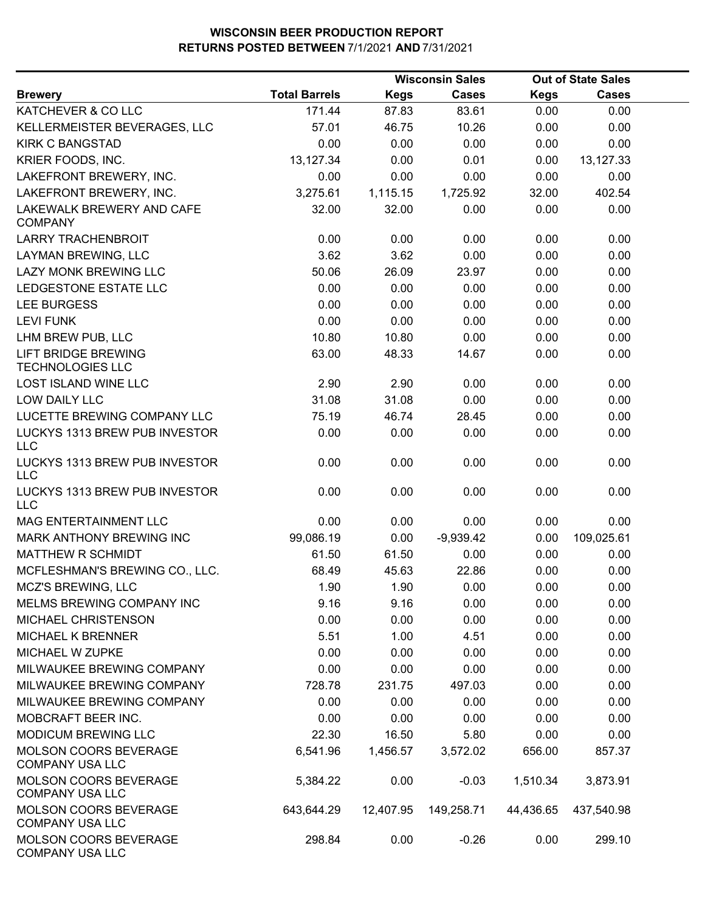# WISCONSIN BEER PRODUCTION REPORT
## RETURNS POSTED BETWEEN 7/1/2021 AND 7/31/2021

| Brewery | Total Barrels | Wisconsin Sales Kegs | Wisconsin Sales Cases | Out of State Sales Kegs | Out of State Sales Cases |
|---|---|---|---|---|---|
| KATCHEVER & CO LLC | 171.44 | 87.83 | 83.61 | 0.00 | 0.00 |
| KELLERMEISTER BEVERAGES, LLC | 57.01 | 46.75 | 10.26 | 0.00 | 0.00 |
| KIRK C BANGSTAD | 0.00 | 0.00 | 0.00 | 0.00 | 0.00 |
| KRIER FOODS, INC. | 13,127.34 | 0.00 | 0.01 | 0.00 | 13,127.33 |
| LAKEFRONT BREWERY, INC. | 0.00 | 0.00 | 0.00 | 0.00 | 0.00 |
| LAKEFRONT BREWERY, INC. | 3,275.61 | 1,115.15 | 1,725.92 | 32.00 | 402.54 |
| LAKEWALK BREWERY AND CAFE COMPANY | 32.00 | 32.00 | 0.00 | 0.00 | 0.00 |
| LARRY TRACHENBROIT | 0.00 | 0.00 | 0.00 | 0.00 | 0.00 |
| LAYMAN BREWING, LLC | 3.62 | 3.62 | 0.00 | 0.00 | 0.00 |
| LAZY MONK BREWING LLC | 50.06 | 26.09 | 23.97 | 0.00 | 0.00 |
| LEDGESTONE ESTATE LLC | 0.00 | 0.00 | 0.00 | 0.00 | 0.00 |
| LEE BURGESS | 0.00 | 0.00 | 0.00 | 0.00 | 0.00 |
| LEVI FUNK | 0.00 | 0.00 | 0.00 | 0.00 | 0.00 |
| LHM BREW PUB, LLC | 10.80 | 10.80 | 0.00 | 0.00 | 0.00 |
| LIFT BRIDGE BREWING TECHNOLOGIES LLC | 63.00 | 48.33 | 14.67 | 0.00 | 0.00 |
| LOST ISLAND WINE LLC | 2.90 | 2.90 | 0.00 | 0.00 | 0.00 |
| LOW DAILY LLC | 31.08 | 31.08 | 0.00 | 0.00 | 0.00 |
| LUCETTE BREWING COMPANY LLC | 75.19 | 46.74 | 28.45 | 0.00 | 0.00 |
| LUCKYS 1313 BREW PUB INVESTOR LLC | 0.00 | 0.00 | 0.00 | 0.00 | 0.00 |
| LUCKYS 1313 BREW PUB INVESTOR LLC | 0.00 | 0.00 | 0.00 | 0.00 | 0.00 |
| LUCKYS 1313 BREW PUB INVESTOR LLC | 0.00 | 0.00 | 0.00 | 0.00 | 0.00 |
| MAG ENTERTAINMENT LLC | 0.00 | 0.00 | 0.00 | 0.00 | 0.00 |
| MARK ANTHONY BREWING INC | 99,086.19 | 0.00 | -9,939.42 | 0.00 | 109,025.61 |
| MATTHEW R SCHMIDT | 61.50 | 61.50 | 0.00 | 0.00 | 0.00 |
| MCFLESHMAN'S BREWING CO., LLC. | 68.49 | 45.63 | 22.86 | 0.00 | 0.00 |
| MCZ'S BREWING, LLC | 1.90 | 1.90 | 0.00 | 0.00 | 0.00 |
| MELMS BREWING COMPANY INC | 9.16 | 9.16 | 0.00 | 0.00 | 0.00 |
| MICHAEL CHRISTENSON | 0.00 | 0.00 | 0.00 | 0.00 | 0.00 |
| MICHAEL K BRENNER | 5.51 | 1.00 | 4.51 | 0.00 | 0.00 |
| MICHAEL W ZUPKE | 0.00 | 0.00 | 0.00 | 0.00 | 0.00 |
| MILWAUKEE BREWING COMPANY | 0.00 | 0.00 | 0.00 | 0.00 | 0.00 |
| MILWAUKEE BREWING COMPANY | 728.78 | 231.75 | 497.03 | 0.00 | 0.00 |
| MILWAUKEE BREWING COMPANY | 0.00 | 0.00 | 0.00 | 0.00 | 0.00 |
| MOBCRAFT BEER INC. | 0.00 | 0.00 | 0.00 | 0.00 | 0.00 |
| MODICUM BREWING LLC | 22.30 | 16.50 | 5.80 | 0.00 | 0.00 |
| MOLSON COORS BEVERAGE COMPANY USA LLC | 6,541.96 | 1,456.57 | 3,572.02 | 656.00 | 857.37 |
| MOLSON COORS BEVERAGE COMPANY USA LLC | 5,384.22 | 0.00 | -0.03 | 1,510.34 | 3,873.91 |
| MOLSON COORS BEVERAGE COMPANY USA LLC | 643,644.29 | 12,407.95 | 149,258.71 | 44,436.65 | 437,540.98 |
| MOLSON COORS BEVERAGE COMPANY USA LLC | 298.84 | 0.00 | -0.26 | 0.00 | 299.10 |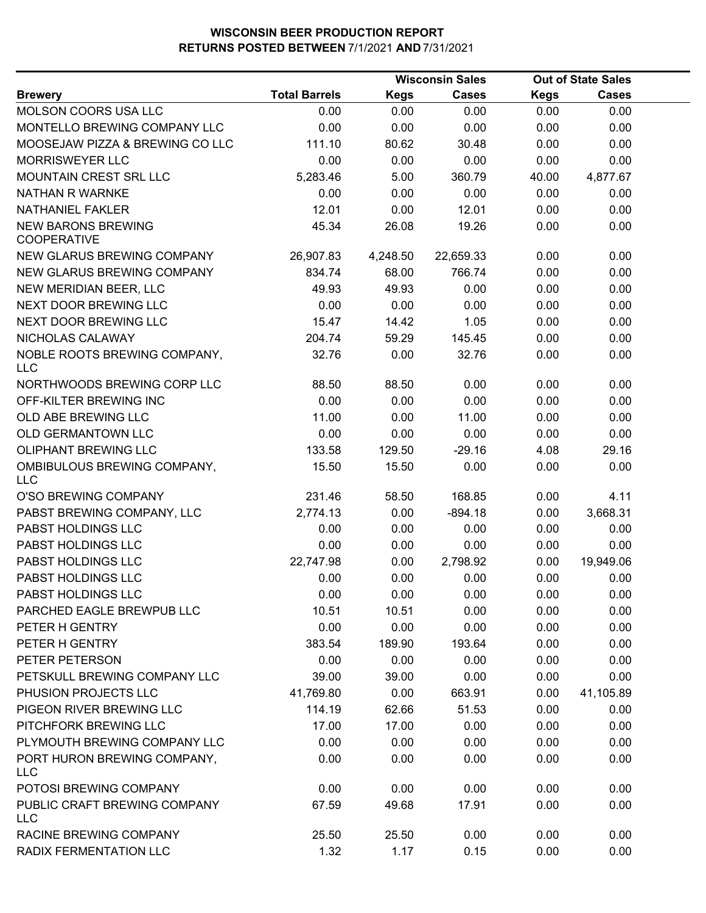# WISCONSIN BEER PRODUCTION REPORT
## RETURNS POSTED BETWEEN 7/1/2021 AND 7/31/2021

| Brewery | Total Barrels | Wisconsin Sales Kegs | Wisconsin Sales Cases | Out of State Sales Kegs | Out of State Sales Cases |
|---|---|---|---|---|---|
| MOLSON COORS USA LLC | 0.00 | 0.00 | 0.00 | 0.00 | 0.00 |
| MONTELLO BREWING COMPANY LLC | 0.00 | 0.00 | 0.00 | 0.00 | 0.00 |
| MOOSEJAW PIZZA & BREWING CO LLC | 111.10 | 80.62 | 30.48 | 0.00 | 0.00 |
| MORRISWEYER LLC | 0.00 | 0.00 | 0.00 | 0.00 | 0.00 |
| MOUNTAIN CREST SRL LLC | 5,283.46 | 5.00 | 360.79 | 40.00 | 4,877.67 |
| NATHAN R WARNKE | 0.00 | 0.00 | 0.00 | 0.00 | 0.00 |
| NATHANIEL FAKLER | 12.01 | 0.00 | 12.01 | 0.00 | 0.00 |
| NEW BARONS BREWING COOPERATIVE | 45.34 | 26.08 | 19.26 | 0.00 | 0.00 |
| NEW GLARUS BREWING COMPANY | 26,907.83 | 4,248.50 | 22,659.33 | 0.00 | 0.00 |
| NEW GLARUS BREWING COMPANY | 834.74 | 68.00 | 766.74 | 0.00 | 0.00 |
| NEW MERIDIAN BEER, LLC | 49.93 | 49.93 | 0.00 | 0.00 | 0.00 |
| NEXT DOOR BREWING LLC | 0.00 | 0.00 | 0.00 | 0.00 | 0.00 |
| NEXT DOOR BREWING LLC | 15.47 | 14.42 | 1.05 | 0.00 | 0.00 |
| NICHOLAS CALAWAY | 204.74 | 59.29 | 145.45 | 0.00 | 0.00 |
| NOBLE ROOTS BREWING COMPANY, LLC | 32.76 | 0.00 | 32.76 | 0.00 | 0.00 |
| NORTHWOODS BREWING CORP LLC | 88.50 | 88.50 | 0.00 | 0.00 | 0.00 |
| OFF-KILTER BREWING INC | 0.00 | 0.00 | 0.00 | 0.00 | 0.00 |
| OLD ABE BREWING LLC | 11.00 | 0.00 | 11.00 | 0.00 | 0.00 |
| OLD GERMANTOWN LLC | 0.00 | 0.00 | 0.00 | 0.00 | 0.00 |
| OLIPHANT BREWING LLC | 133.58 | 129.50 | -29.16 | 4.08 | 29.16 |
| OMBIBULOUS BREWING COMPANY, LLC | 15.50 | 15.50 | 0.00 | 0.00 | 0.00 |
| O'SO BREWING COMPANY | 231.46 | 58.50 | 168.85 | 0.00 | 4.11 |
| PABST BREWING COMPANY, LLC | 2,774.13 | 0.00 | -894.18 | 0.00 | 3,668.31 |
| PABST HOLDINGS LLC | 0.00 | 0.00 | 0.00 | 0.00 | 0.00 |
| PABST HOLDINGS LLC | 0.00 | 0.00 | 0.00 | 0.00 | 0.00 |
| PABST HOLDINGS LLC | 22,747.98 | 0.00 | 2,798.92 | 0.00 | 19,949.06 |
| PABST HOLDINGS LLC | 0.00 | 0.00 | 0.00 | 0.00 | 0.00 |
| PABST HOLDINGS LLC | 0.00 | 0.00 | 0.00 | 0.00 | 0.00 |
| PARCHED EAGLE BREWPUB LLC | 10.51 | 10.51 | 0.00 | 0.00 | 0.00 |
| PETER H GENTRY | 0.00 | 0.00 | 0.00 | 0.00 | 0.00 |
| PETER H GENTRY | 383.54 | 189.90 | 193.64 | 0.00 | 0.00 |
| PETER PETERSON | 0.00 | 0.00 | 0.00 | 0.00 | 0.00 |
| PETSKULL BREWING COMPANY LLC | 39.00 | 39.00 | 0.00 | 0.00 | 0.00 |
| PHUSION PROJECTS LLC | 41,769.80 | 0.00 | 663.91 | 0.00 | 41,105.89 |
| PIGEON RIVER BREWING LLC | 114.19 | 62.66 | 51.53 | 0.00 | 0.00 |
| PITCHFORK BREWING LLC | 17.00 | 17.00 | 0.00 | 0.00 | 0.00 |
| PLYMOUTH BREWING COMPANY LLC | 0.00 | 0.00 | 0.00 | 0.00 | 0.00 |
| PORT HURON BREWING COMPANY, LLC | 0.00 | 0.00 | 0.00 | 0.00 | 0.00 |
| POTOSI BREWING COMPANY | 0.00 | 0.00 | 0.00 | 0.00 | 0.00 |
| PUBLIC CRAFT BREWING COMPANY LLC | 67.59 | 49.68 | 17.91 | 0.00 | 0.00 |
| RACINE BREWING COMPANY | 25.50 | 25.50 | 0.00 | 0.00 | 0.00 |
| RADIX FERMENTATION LLC | 1.32 | 1.17 | 0.15 | 0.00 | 0.00 |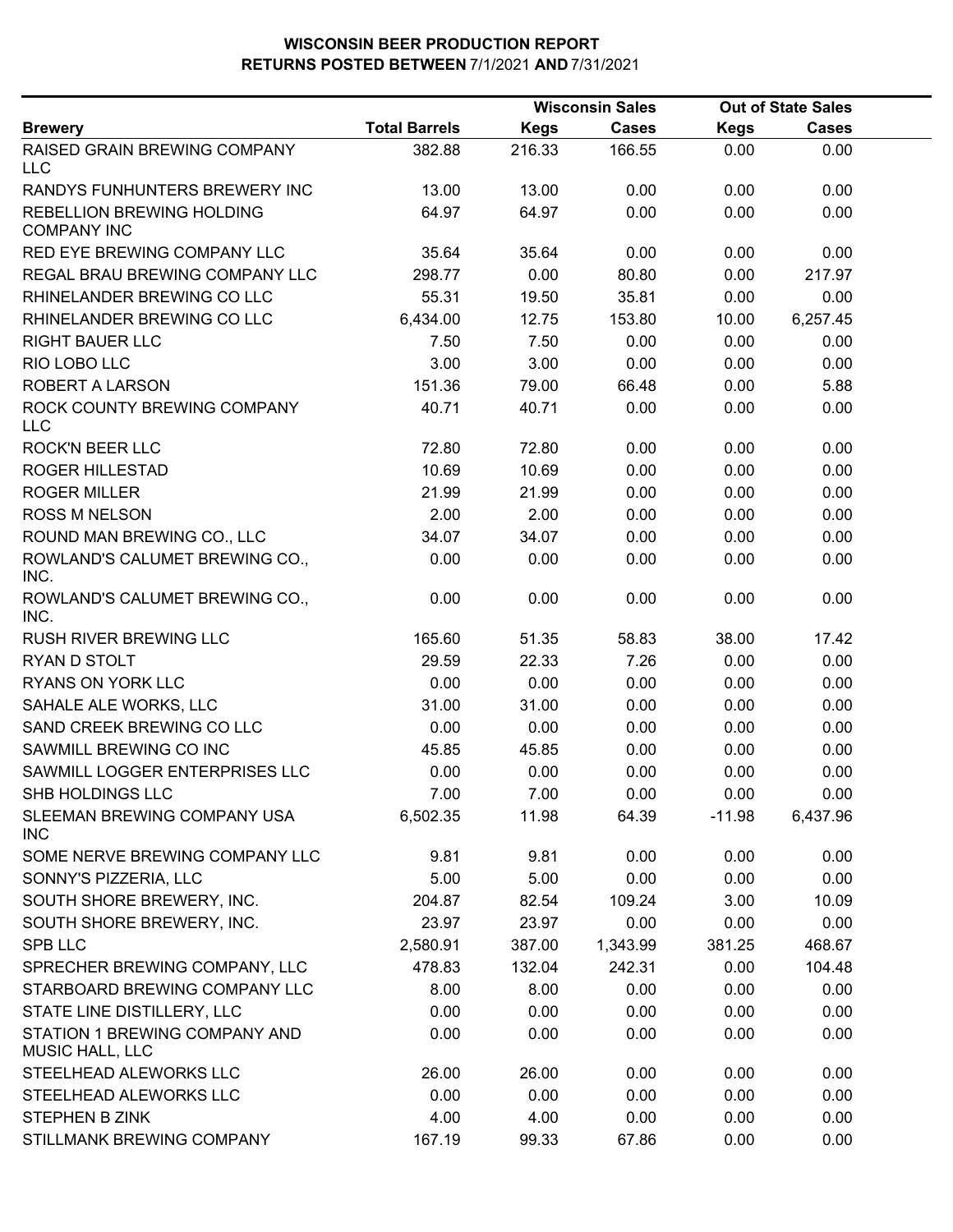# WISCONSIN BEER PRODUCTION REPORT
## RETURNS POSTED BETWEEN 7/1/2021 AND 7/31/2021

| Brewery | Total Barrels | Wisconsin Sales Kegs | Wisconsin Sales Cases | Out of State Sales Kegs | Out of State Sales Cases |
|---|---|---|---|---|---|
| RAISED GRAIN BREWING COMPANY LLC | 382.88 | 216.33 | 166.55 | 0.00 | 0.00 |
| RANDYS FUNHUNTERS BREWERY INC | 13.00 | 13.00 | 0.00 | 0.00 | 0.00 |
| REBELLION BREWING HOLDING COMPANY INC | 64.97 | 64.97 | 0.00 | 0.00 | 0.00 |
| RED EYE BREWING COMPANY LLC | 35.64 | 35.64 | 0.00 | 0.00 | 0.00 |
| REGAL BRAU BREWING COMPANY LLC | 298.77 | 0.00 | 80.80 | 0.00 | 217.97 |
| RHINELANDER BREWING CO LLC | 55.31 | 19.50 | 35.81 | 0.00 | 0.00 |
| RHINELANDER BREWING CO LLC | 6,434.00 | 12.75 | 153.80 | 10.00 | 6,257.45 |
| RIGHT BAUER LLC | 7.50 | 7.50 | 0.00 | 0.00 | 0.00 |
| RIO LOBO LLC | 3.00 | 3.00 | 0.00 | 0.00 | 0.00 |
| ROBERT A LARSON | 151.36 | 79.00 | 66.48 | 0.00 | 5.88 |
| ROCK COUNTY BREWING COMPANY LLC | 40.71 | 40.71 | 0.00 | 0.00 | 0.00 |
| ROCK'N BEER LLC | 72.80 | 72.80 | 0.00 | 0.00 | 0.00 |
| ROGER HILLESTAD | 10.69 | 10.69 | 0.00 | 0.00 | 0.00 |
| ROGER MILLER | 21.99 | 21.99 | 0.00 | 0.00 | 0.00 |
| ROSS M NELSON | 2.00 | 2.00 | 0.00 | 0.00 | 0.00 |
| ROUND MAN BREWING CO., LLC | 34.07 | 34.07 | 0.00 | 0.00 | 0.00 |
| ROWLAND'S CALUMET BREWING CO., INC. | 0.00 | 0.00 | 0.00 | 0.00 | 0.00 |
| ROWLAND'S CALUMET BREWING CO., INC. | 0.00 | 0.00 | 0.00 | 0.00 | 0.00 |
| RUSH RIVER BREWING LLC | 165.60 | 51.35 | 58.83 | 38.00 | 17.42 |
| RYAN D STOLT | 29.59 | 22.33 | 7.26 | 0.00 | 0.00 |
| RYANS ON YORK LLC | 0.00 | 0.00 | 0.00 | 0.00 | 0.00 |
| SAHALE ALE WORKS, LLC | 31.00 | 31.00 | 0.00 | 0.00 | 0.00 |
| SAND CREEK BREWING CO LLC | 0.00 | 0.00 | 0.00 | 0.00 | 0.00 |
| SAWMILL BREWING CO INC | 45.85 | 45.85 | 0.00 | 0.00 | 0.00 |
| SAWMILL LOGGER ENTERPRISES LLC | 0.00 | 0.00 | 0.00 | 0.00 | 0.00 |
| SHB HOLDINGS LLC | 7.00 | 7.00 | 0.00 | 0.00 | 0.00 |
| SLEEMAN BREWING COMPANY USA INC | 6,502.35 | 11.98 | 64.39 | -11.98 | 6,437.96 |
| SOME NERVE BREWING COMPANY LLC | 9.81 | 9.81 | 0.00 | 0.00 | 0.00 |
| SONNY'S PIZZERIA, LLC | 5.00 | 5.00 | 0.00 | 0.00 | 0.00 |
| SOUTH SHORE BREWERY, INC. | 204.87 | 82.54 | 109.24 | 3.00 | 10.09 |
| SOUTH SHORE BREWERY, INC. | 23.97 | 23.97 | 0.00 | 0.00 | 0.00 |
| SPB LLC | 2,580.91 | 387.00 | 1,343.99 | 381.25 | 468.67 |
| SPRECHER BREWING COMPANY, LLC | 478.83 | 132.04 | 242.31 | 0.00 | 104.48 |
| STARBOARD BREWING COMPANY LLC | 8.00 | 8.00 | 0.00 | 0.00 | 0.00 |
| STATE LINE DISTILLERY, LLC | 0.00 | 0.00 | 0.00 | 0.00 | 0.00 |
| STATION 1 BREWING COMPANY AND MUSIC HALL, LLC | 0.00 | 0.00 | 0.00 | 0.00 | 0.00 |
| STEELHEAD ALEWORKS LLC | 26.00 | 26.00 | 0.00 | 0.00 | 0.00 |
| STEELHEAD ALEWORKS LLC | 0.00 | 0.00 | 0.00 | 0.00 | 0.00 |
| STEPHEN B ZINK | 4.00 | 4.00 | 0.00 | 0.00 | 0.00 |
| STILLMANK BREWING COMPANY | 167.19 | 99.33 | 67.86 | 0.00 | 0.00 |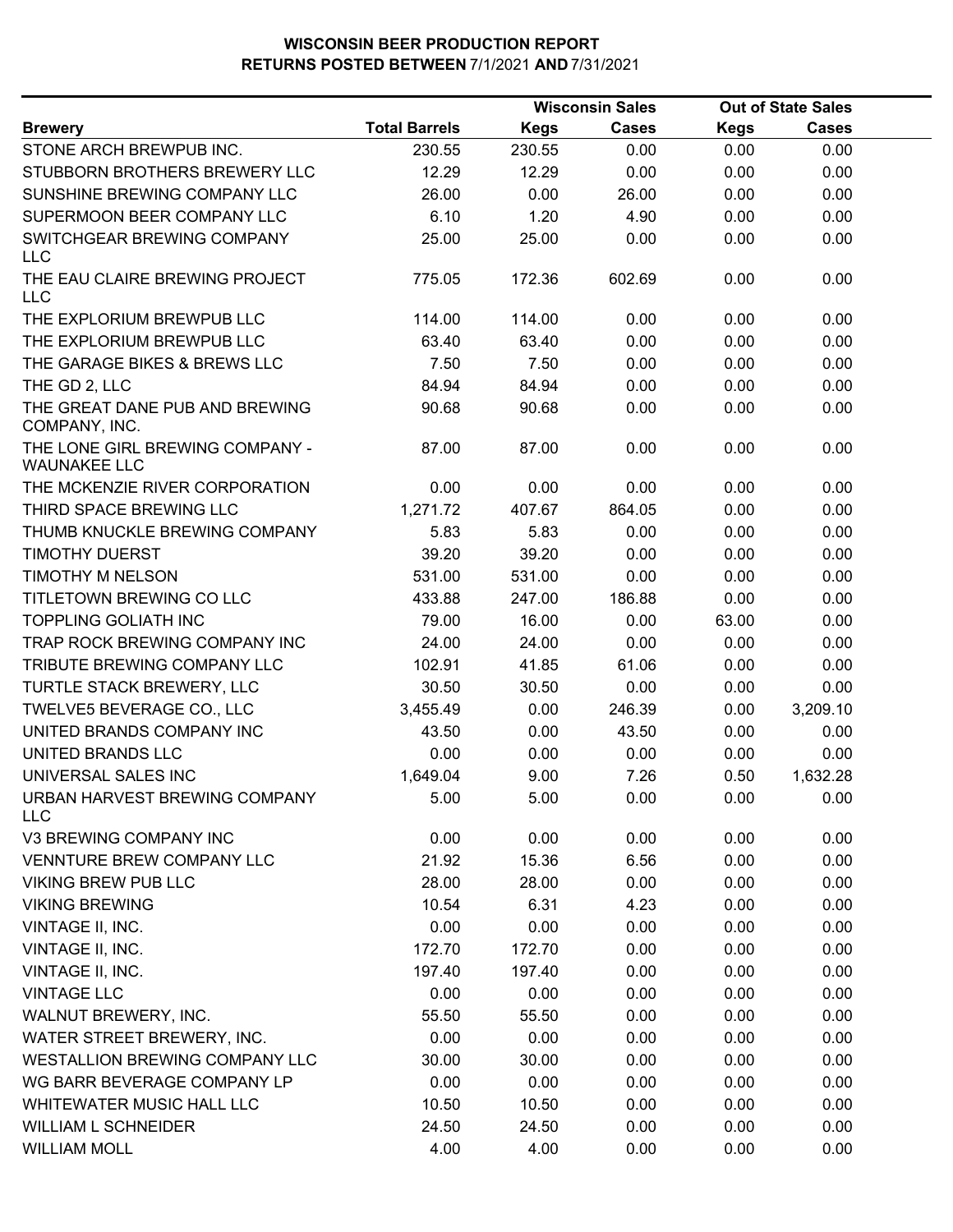# WISCONSIN BEER PRODUCTION REPORT
## RETURNS POSTED BETWEEN 7/1/2021 AND 7/31/2021

| Brewery | Total Barrels | Wisconsin Sales | | Out of State Sales | |
|---|---|---|---|---|---|
| | | Kegs | Cases | Kegs | Cases |
| STONE ARCH BREWPUB INC. | 230.55 | 230.55 | 0.00 | 0.00 | 0.00 |
| STUBBORN BROTHERS BREWERY LLC | 12.29 | 12.29 | 0.00 | 0.00 | 0.00 |
| SUNSHINE BREWING COMPANY LLC | 26.00 | 0.00 | 26.00 | 0.00 | 0.00 |
| SUPERMOON BEER COMPANY LLC | 6.10 | 1.20 | 4.90 | 0.00 | 0.00 |
| SWITCHGEAR BREWING COMPANY LLC | 25.00 | 25.00 | 0.00 | 0.00 | 0.00 |
| THE EAU CLAIRE BREWING PROJECT LLC | 775.05 | 172.36 | 602.69 | 0.00 | 0.00 |
| THE EXPLORIUM BREWPUB LLC | 114.00 | 114.00 | 0.00 | 0.00 | 0.00 |
| THE EXPLORIUM BREWPUB LLC | 63.40 | 63.40 | 0.00 | 0.00 | 0.00 |
| THE GARAGE BIKES & BREWS LLC | 7.50 | 7.50 | 0.00 | 0.00 | 0.00 |
| THE GD 2, LLC | 84.94 | 84.94 | 0.00 | 0.00 | 0.00 |
| THE GREAT DANE PUB AND BREWING COMPANY, INC. | 90.68 | 90.68 | 0.00 | 0.00 | 0.00 |
| THE LONE GIRL BREWING COMPANY - WAUNAKEE LLC | 87.00 | 87.00 | 0.00 | 0.00 | 0.00 |
| THE MCKENZIE RIVER CORPORATION | 0.00 | 0.00 | 0.00 | 0.00 | 0.00 |
| THIRD SPACE BREWING LLC | 1,271.72 | 407.67 | 864.05 | 0.00 | 0.00 |
| THUMB KNUCKLE BREWING COMPANY | 5.83 | 5.83 | 0.00 | 0.00 | 0.00 |
| TIMOTHY DUERST | 39.20 | 39.20 | 0.00 | 0.00 | 0.00 |
| TIMOTHY M NELSON | 531.00 | 531.00 | 0.00 | 0.00 | 0.00 |
| TITLETOWN BREWING CO LLC | 433.88 | 247.00 | 186.88 | 0.00 | 0.00 |
| TOPPLING GOLIATH INC | 79.00 | 16.00 | 0.00 | 63.00 | 0.00 |
| TRAP ROCK BREWING COMPANY INC | 24.00 | 24.00 | 0.00 | 0.00 | 0.00 |
| TRIBUTE BREWING COMPANY LLC | 102.91 | 41.85 | 61.06 | 0.00 | 0.00 |
| TURTLE STACK BREWERY, LLC | 30.50 | 30.50 | 0.00 | 0.00 | 0.00 |
| TWELVE5 BEVERAGE CO., LLC | 3,455.49 | 0.00 | 246.39 | 0.00 | 3,209.10 |
| UNITED BRANDS COMPANY INC | 43.50 | 0.00 | 43.50 | 0.00 | 0.00 |
| UNITED BRANDS LLC | 0.00 | 0.00 | 0.00 | 0.00 | 0.00 |
| UNIVERSAL SALES INC | 1,649.04 | 9.00 | 7.26 | 0.50 | 1,632.28 |
| URBAN HARVEST BREWING COMPANY LLC | 5.00 | 5.00 | 0.00 | 0.00 | 0.00 |
| V3 BREWING COMPANY INC | 0.00 | 0.00 | 0.00 | 0.00 | 0.00 |
| VENNTURE BREW COMPANY LLC | 21.92 | 15.36 | 6.56 | 0.00 | 0.00 |
| VIKING BREW PUB LLC | 28.00 | 28.00 | 0.00 | 0.00 | 0.00 |
| VIKING BREWING | 10.54 | 6.31 | 4.23 | 0.00 | 0.00 |
| VINTAGE II, INC. | 0.00 | 0.00 | 0.00 | 0.00 | 0.00 |
| VINTAGE II, INC. | 172.70 | 172.70 | 0.00 | 0.00 | 0.00 |
| VINTAGE II, INC. | 197.40 | 197.40 | 0.00 | 0.00 | 0.00 |
| VINTAGE LLC | 0.00 | 0.00 | 0.00 | 0.00 | 0.00 |
| WALNUT BREWERY, INC. | 55.50 | 55.50 | 0.00 | 0.00 | 0.00 |
| WATER STREET BREWERY, INC. | 0.00 | 0.00 | 0.00 | 0.00 | 0.00 |
| WESTALLION BREWING COMPANY LLC | 30.00 | 30.00 | 0.00 | 0.00 | 0.00 |
| WG BARR BEVERAGE COMPANY LP | 0.00 | 0.00 | 0.00 | 0.00 | 0.00 |
| WHITEWATER MUSIC HALL LLC | 10.50 | 10.50 | 0.00 | 0.00 | 0.00 |
| WILLIAM L SCHNEIDER | 24.50 | 24.50 | 0.00 | 0.00 | 0.00 |
| WILLIAM MOLL | 4.00 | 4.00 | 0.00 | 0.00 | 0.00 |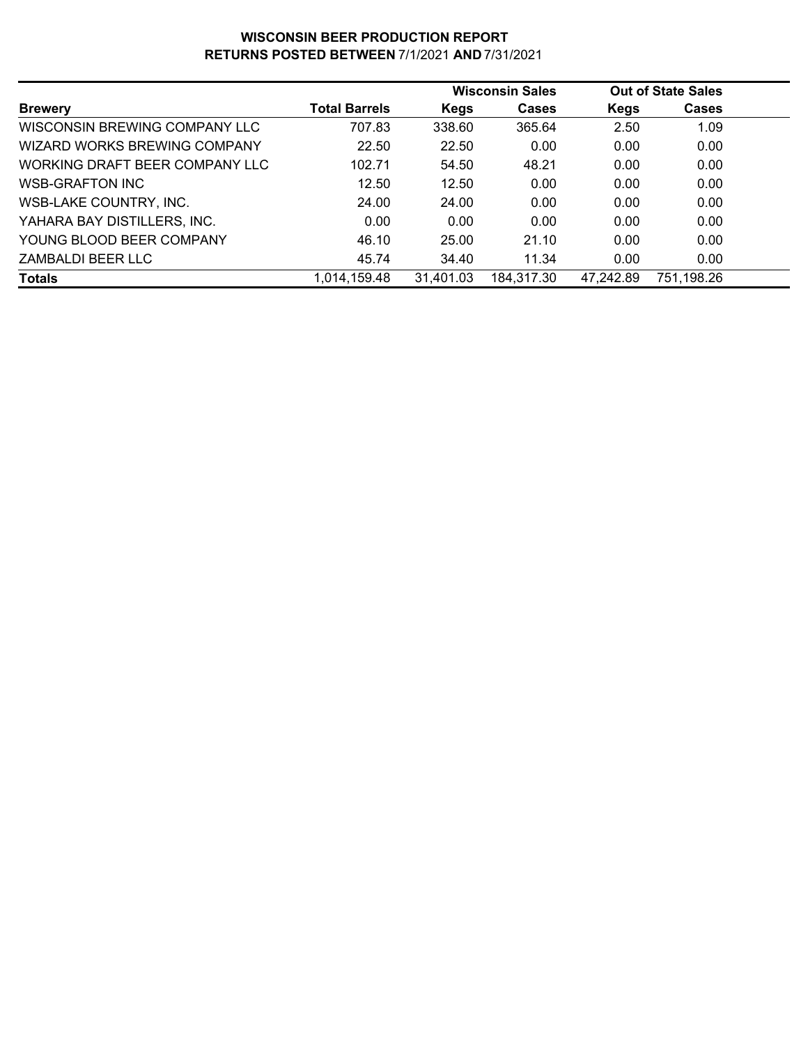**WISCONSIN BEER PRODUCTION REPORT**
**RETURNS POSTED BETWEEN** 7/1/2021 **AND** 7/31/2021

| | | Wisconsin Sales | | Out of State Sales | |
|---|---|---|---|---|---|
| **Brewery** | **Total Barrels** | **Kegs** | **Cases** | **Kegs** | **Cases** |
| WISCONSIN BREWING COMPANY LLC | 707.83 | 338.60 | 365.64 | 2.50 | 1.09 |
| WIZARD WORKS BREWING COMPANY | 22.50 | 22.50 | 0.00 | 0.00 | 0.00 |
| WORKING DRAFT BEER COMPANY LLC | 102.71 | 54.50 | 48.21 | 0.00 | 0.00 |
| WSB-GRAFTON INC | 12.50 | 12.50 | 0.00 | 0.00 | 0.00 |
| WSB-LAKE COUNTRY, INC. | 24.00 | 24.00 | 0.00 | 0.00 | 0.00 |
| YAHARA BAY DISTILLERS, INC. | 0.00 | 0.00 | 0.00 | 0.00 | 0.00 |
| YOUNG BLOOD BEER COMPANY | 46.10 | 25.00 | 21.10 | 0.00 | 0.00 |
| ZAMBALDI BEER LLC | 45.74 | 34.40 | 11.34 | 0.00 | 0.00 |
| **Totals** | 1,014,159.48 | 31,401.03 | 184,317.30 | 47,242.89 | 751,198.26 |